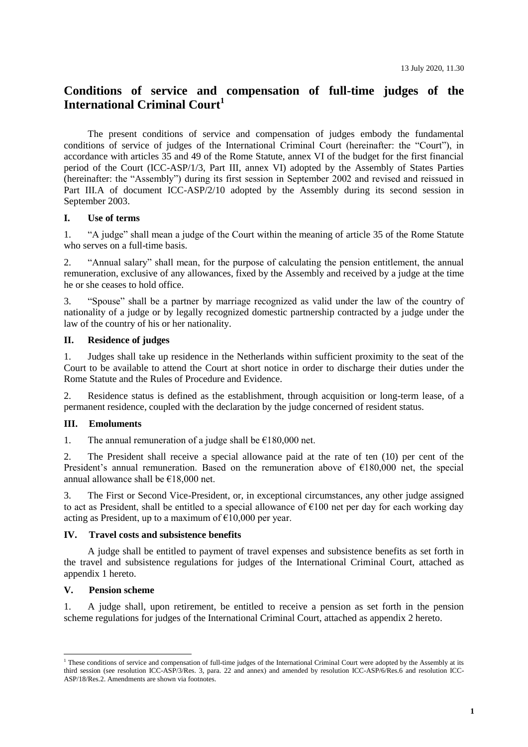13 July 2020, 11.30

# Conditions of service and compensation of full-time judges of the International Criminal Court[1]

The present conditions of service and compensation of judges embody the fundamental conditions of service of judges of the International Criminal Court (hereinafter: the "Court"), in accordance with articles 35 and 49 of the Rome Statute, annex VI of the budget for the first financial period of the Court (ICC-ASP/1/3, Part III, annex VI) adopted by the Assembly of States Parties (hereinafter: the "Assembly") during its first session in September 2002 and revised and reissued in Part III.A of document ICC-ASP/2/10 adopted by the Assembly during its second session in September 2003.

## I. Use of terms

1. "A judge" shall mean a judge of the Court within the meaning of article 35 of the Rome Statute who serves on a full-time basis.

2. "Annual salary" shall mean, for the purpose of calculating the pension entitlement, the annual remuneration, exclusive of any allowances, fixed by the Assembly and received by a judge at the time he or she ceases to hold office.

3. "Spouse" shall be a partner by marriage recognized as valid under the law of the country of nationality of a judge or by legally recognized domestic partnership contracted by a judge under the law of the country of his or her nationality.

## II. Residence of judges

1. Judges shall take up residence in the Netherlands within sufficient proximity to the seat of the Court to be available to attend the Court at short notice in order to discharge their duties under the Rome Statute and the Rules of Procedure and Evidence.

2. Residence status is defined as the establishment, through acquisition or long-term lease, of a permanent residence, coupled with the declaration by the judge concerned of resident status.

## III. Emoluments

1. The annual remuneration of a judge shall be €180,000 net.

2. The President shall receive a special allowance paid at the rate of ten (10) per cent of the President's annual remuneration. Based on the remuneration above of €180,000 net, the special annual allowance shall be €18,000 net.

3. The First or Second Vice-President, or, in exceptional circumstances, any other judge assigned to act as President, shall be entitled to a special allowance of €100 net per day for each working day acting as President, up to a maximum of €10,000 per year.

## IV. Travel costs and subsistence benefits

A judge shall be entitled to payment of travel expenses and subsistence benefits as set forth in the travel and subsistence regulations for judges of the International Criminal Court, attached as appendix 1 hereto.

## V. Pension scheme

1. A judge shall, upon retirement, be entitled to receive a pension as set forth in the pension scheme regulations for judges of the International Criminal Court, attached as appendix 2 hereto.

---

[1] These conditions of service and compensation of full-time judges of the International Criminal Court were adopted by the Assembly at its third session (see resolution ICC-ASP/3/Res. 3, para. 22 and annex) and amended by resolution ICC-ASP/6/Res.6 and resolution ICC-ASP/18/Res.2. Amendments are shown via footnotes.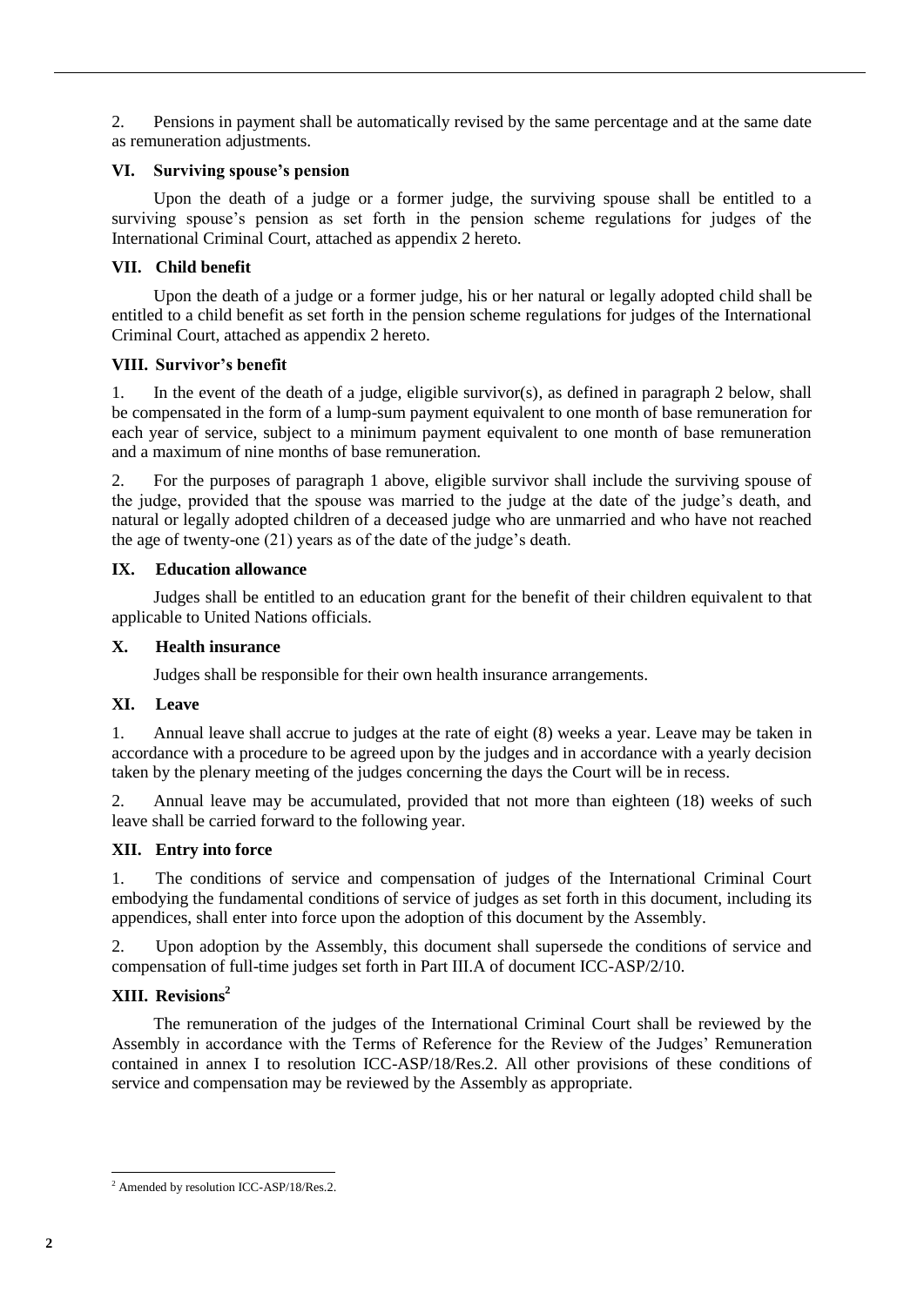2. Pensions in payment shall be automatically revised by the same percentage and at the same date as remuneration adjustments.

### VI. Surviving spouse's pension

Upon the death of a judge or a former judge, the surviving spouse shall be entitled to a surviving spouse's pension as set forth in the pension scheme regulations for judges of the International Criminal Court, attached as appendix 2 hereto.

### VII. Child benefit

Upon the death of a judge or a former judge, his or her natural or legally adopted child shall be entitled to a child benefit as set forth in the pension scheme regulations for judges of the International Criminal Court, attached as appendix 2 hereto.

### VIII. Survivor's benefit

1. In the event of the death of a judge, eligible survivor(s), as defined in paragraph 2 below, shall be compensated in the form of a lump-sum payment equivalent to one month of base remuneration for each year of service, subject to a minimum payment equivalent to one month of base remuneration and a maximum of nine months of base remuneration.

2. For the purposes of paragraph 1 above, eligible survivor shall include the surviving spouse of the judge, provided that the spouse was married to the judge at the date of the judge's death, and natural or legally adopted children of a deceased judge who are unmarried and who have not reached the age of twenty-one (21) years as of the date of the judge's death.

### IX. Education allowance

Judges shall be entitled to an education grant for the benefit of their children equivalent to that applicable to United Nations officials.

### X. Health insurance

Judges shall be responsible for their own health insurance arrangements.

### XI. Leave

1. Annual leave shall accrue to judges at the rate of eight (8) weeks a year. Leave may be taken in accordance with a procedure to be agreed upon by the judges and in accordance with a yearly decision taken by the plenary meeting of the judges concerning the days the Court will be in recess.

2. Annual leave may be accumulated, provided that not more than eighteen (18) weeks of such leave shall be carried forward to the following year.

### XII. Entry into force

1. The conditions of service and compensation of judges of the International Criminal Court embodying the fundamental conditions of service of judges as set forth in this document, including its appendices, shall enter into force upon the adoption of this document by the Assembly.

2. Upon adoption by the Assembly, this document shall supersede the conditions of service and compensation of full-time judges set forth in Part III.A of document ICC-ASP/2/10.

### XIII. Revisions[2]

The remuneration of the judges of the International Criminal Court shall be reviewed by the Assembly in accordance with the Terms of Reference for the Review of the Judges' Remuneration contained in annex I to resolution ICC-ASP/18/Res.2. All other provisions of these conditions of service and compensation may be reviewed by the Assembly as appropriate.

---

[2] Amended by resolution ICC-ASP/18/Res.2.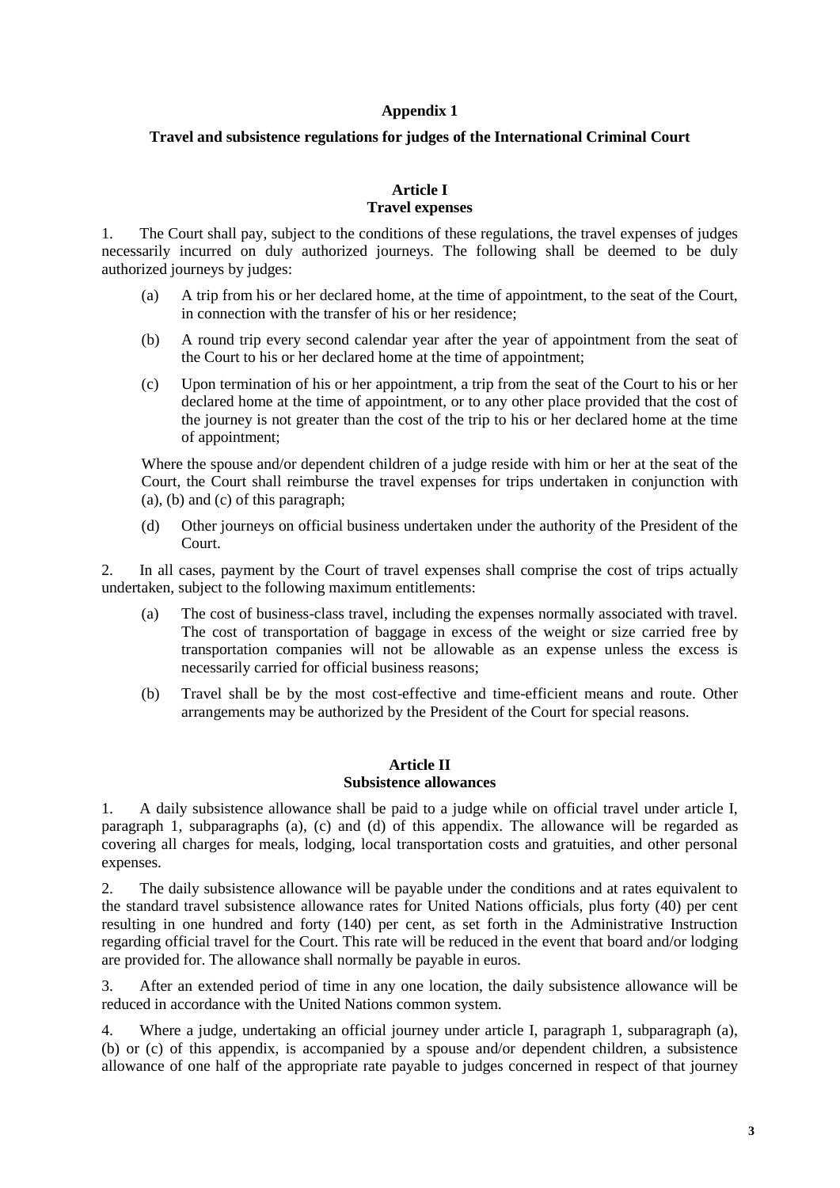**Appendix 1**

**Travel and subsistence regulations for judges of the International Criminal Court**

**Article I**
**Travel expenses**

1. The Court shall pay, subject to the conditions of these regulations, the travel expenses of judges necessarily incurred on duly authorized journeys. The following shall be deemed to be duly authorized journeys by judges:

   (a) A trip from his or her declared home, at the time of appointment, to the seat of the Court, in connection with the transfer of his or her residence;

   (b) A round trip every second calendar year after the year of appointment from the seat of the Court to his or her declared home at the time of appointment;

   (c) Upon termination of his or her appointment, a trip from the seat of the Court to his or her declared home at the time of appointment, or to any other place provided that the cost of the journey is not greater than the cost of the trip to his or her declared home at the time of appointment;

   Where the spouse and/or dependent children of a judge reside with him or her at the seat of the Court, the Court shall reimburse the travel expenses for trips undertaken in conjunction with (a), (b) and (c) of this paragraph;

   (d) Other journeys on official business undertaken under the authority of the President of the Court.

2. In all cases, payment by the Court of travel expenses shall comprise the cost of trips actually undertaken, subject to the following maximum entitlements:

   (a) The cost of business-class travel, including the expenses normally associated with travel. The cost of transportation of baggage in excess of the weight or size carried free by transportation companies will not be allowable as an expense unless the excess is necessarily carried for official business reasons;

   (b) Travel shall be by the most cost-effective and time-efficient means and route. Other arrangements may be authorized by the President of the Court for special reasons.

**Article II**
**Subsistence allowances**

1. A daily subsistence allowance shall be paid to a judge while on official travel under article I, paragraph 1, subparagraphs (a), (c) and (d) of this appendix. The allowance will be regarded as covering all charges for meals, lodging, local transportation costs and gratuities, and other personal expenses.

2. The daily subsistence allowance will be payable under the conditions and at rates equivalent to the standard travel subsistence allowance rates for United Nations officials, plus forty (40) per cent resulting in one hundred and forty (140) per cent, as set forth in the Administrative Instruction regarding official travel for the Court. This rate will be reduced in the event that board and/or lodging are provided for. The allowance shall normally be payable in euros.

3. After an extended period of time in any one location, the daily subsistence allowance will be reduced in accordance with the United Nations common system.

4. Where a judge, undertaking an official journey under article I, paragraph 1, subparagraph (a), (b) or (c) of this appendix, is accompanied by a spouse and/or dependent children, a subsistence allowance of one half of the appropriate rate payable to judges concerned in respect of that journey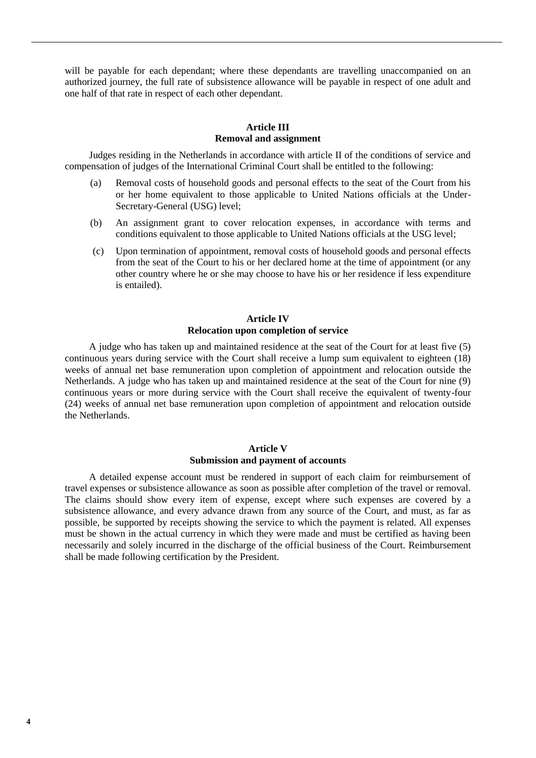will be payable for each dependant; where these dependants are travelling unaccompanied on an authorized journey, the full rate of subsistence allowance will be payable in respect of one adult and one half of that rate in respect of each other dependant.

## Article III
## Removal and assignment

Judges residing in the Netherlands in accordance with article II of the conditions of service and compensation of judges of the International Criminal Court shall be entitled to the following:

(a) Removal costs of household goods and personal effects to the seat of the Court from his or her home equivalent to those applicable to United Nations officials at the Under-Secretary-General (USG) level;

(b) An assignment grant to cover relocation expenses, in accordance with terms and conditions equivalent to those applicable to United Nations officials at the USG level;

(c) Upon termination of appointment, removal costs of household goods and personal effects from the seat of the Court to his or her declared home at the time of appointment (or any other country where he or she may choose to have his or her residence if less expenditure is entailed).

## Article IV
## Relocation upon completion of service

A judge who has taken up and maintained residence at the seat of the Court for at least five (5) continuous years during service with the Court shall receive a lump sum equivalent to eighteen (18) weeks of annual net base remuneration upon completion of appointment and relocation outside the Netherlands. A judge who has taken up and maintained residence at the seat of the Court for nine (9) continuous years or more during service with the Court shall receive the equivalent of twenty-four (24) weeks of annual net base remuneration upon completion of appointment and relocation outside the Netherlands.

## Article V
## Submission and payment of accounts

A detailed expense account must be rendered in support of each claim for reimbursement of travel expenses or subsistence allowance as soon as possible after completion of the travel or removal. The claims should show every item of expense, except where such expenses are covered by a subsistence allowance, and every advance drawn from any source of the Court, and must, as far as possible, be supported by receipts showing the service to which the payment is related. All expenses must be shown in the actual currency in which they were made and must be certified as having been necessarily and solely incurred in the discharge of the official business of the Court. Reimbursement shall be made following certification by the President.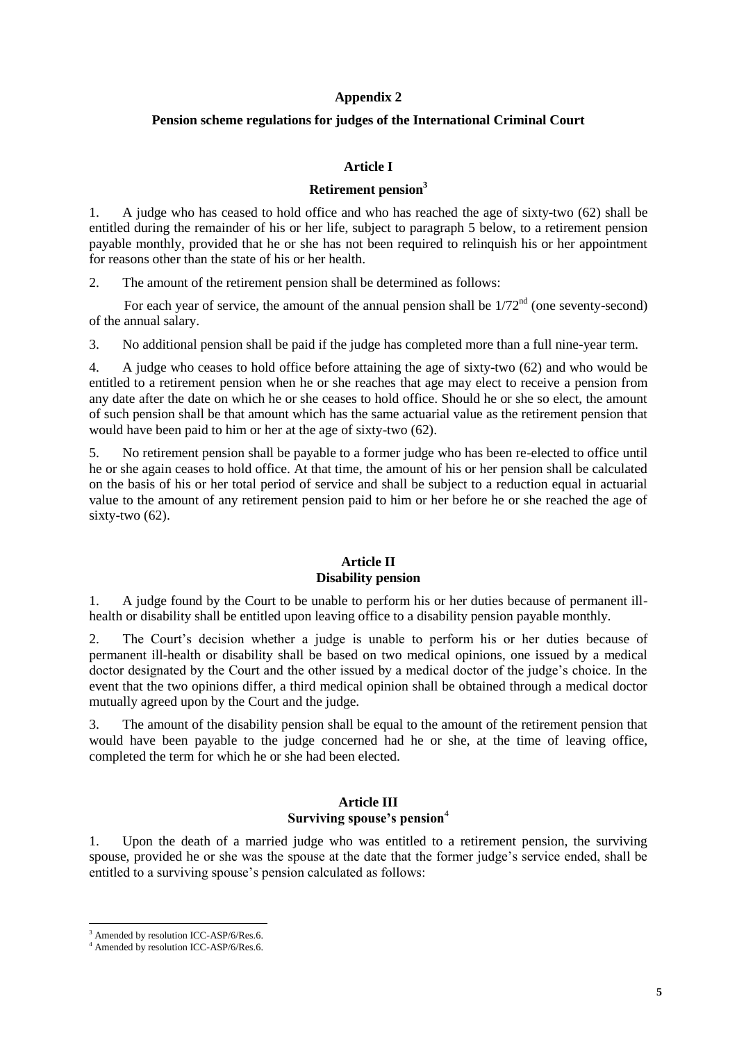# Appendix 2

## Pension scheme regulations for judges of the International Criminal Court

### Article I

### Retirement pension[3]

1. A judge who has ceased to hold office and who has reached the age of sixty-two (62) shall be entitled during the remainder of his or her life, subject to paragraph 5 below, to a retirement pension payable monthly, provided that he or she has not been required to relinquish his or her appointment for reasons other than the state of his or her health.

2. The amount of the retirement pension shall be determined as follows:

   For each year of service, the amount of the annual pension shall be 1/72nd (one seventy-second) of the annual salary.

3. No additional pension shall be paid if the judge has completed more than a full nine-year term.

4. A judge who ceases to hold office before attaining the age of sixty-two (62) and who would be entitled to a retirement pension when he or she reaches that age may elect to receive a pension from any date after the date on which he or she ceases to hold office. Should he or she so elect, the amount of such pension shall be that amount which has the same actuarial value as the retirement pension that would have been paid to him or her at the age of sixty-two (62).

5. No retirement pension shall be payable to a former judge who has been re-elected to office until he or she again ceases to hold office. At that time, the amount of his or her pension shall be calculated on the basis of his or her total period of service and shall be subject to a reduction equal in actuarial value to the amount of any retirement pension paid to him or her before he or she reached the age of sixty-two (62).

### Article II
### Disability pension

1. A judge found by the Court to be unable to perform his or her duties because of permanent ill-health or disability shall be entitled upon leaving office to a disability pension payable monthly.

2. The Court's decision whether a judge is unable to perform his or her duties because of permanent ill-health or disability shall be based on two medical opinions, one issued by a medical doctor designated by the Court and the other issued by a medical doctor of the judge's choice. In the event that the two opinions differ, a third medical opinion shall be obtained through a medical doctor mutually agreed upon by the Court and the judge.

3. The amount of the disability pension shall be equal to the amount of the retirement pension that would have been payable to the judge concerned had he or she, at the time of leaving office, completed the term for which he or she had been elected.

### Article III
### Surviving spouse's pension[4]

1. Upon the death of a married judge who was entitled to a retirement pension, the surviving spouse, provided he or she was the spouse at the date that the former judge's service ended, shall be entitled to a surviving spouse's pension calculated as follows:

---

[3] Amended by resolution ICC-ASP/6/Res.6.

[4] Amended by resolution ICC-ASP/6/Res.6.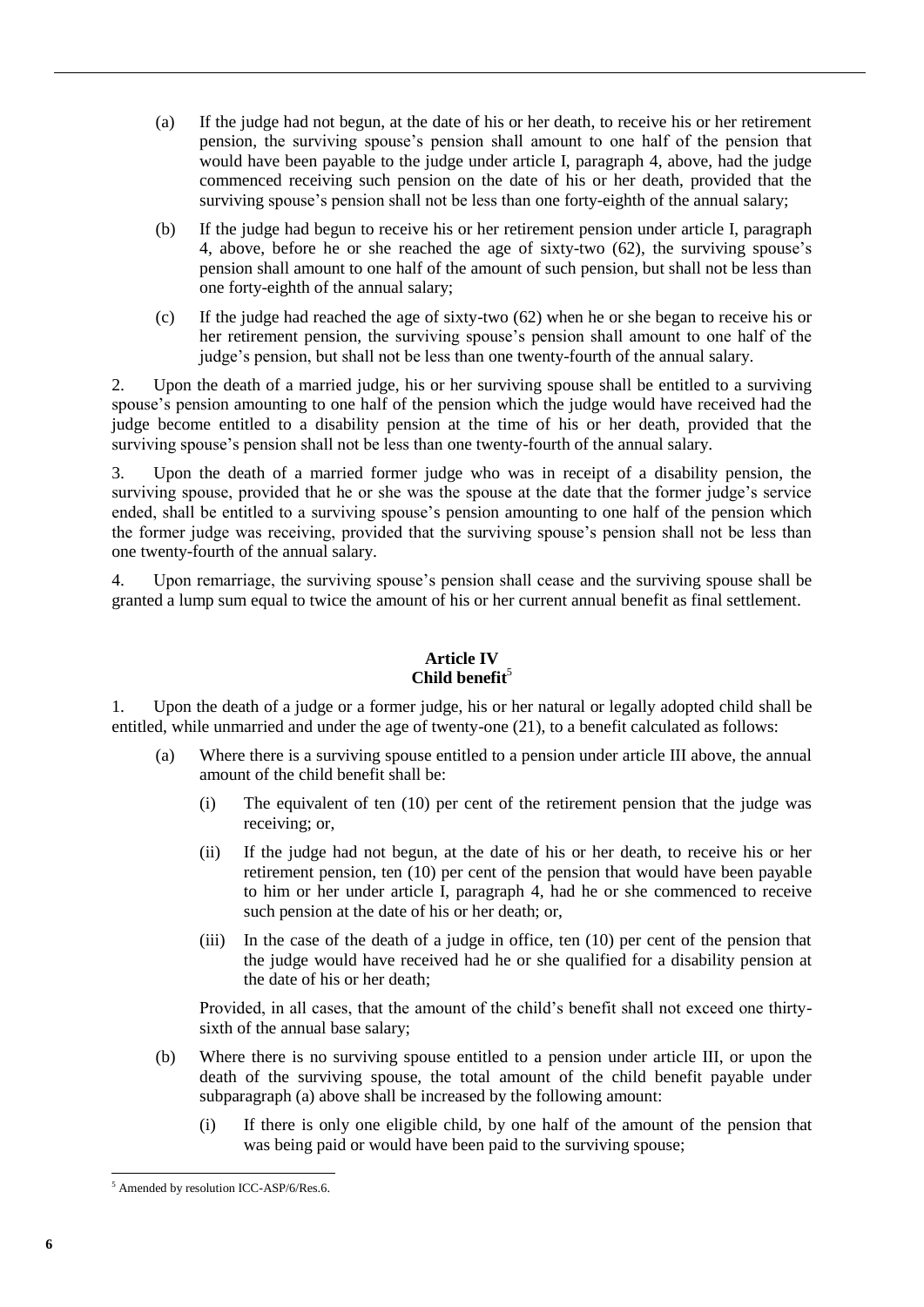(a) If the judge had not begun, at the date of his or her death, to receive his or her retirement pension, the surviving spouse's pension shall amount to one half of the pension that would have been payable to the judge under article I, paragraph 4, above, had the judge commenced receiving such pension on the date of his or her death, provided that the surviving spouse's pension shall not be less than one forty-eighth of the annual salary;

(b) If the judge had begun to receive his or her retirement pension under article I, paragraph 4, above, before he or she reached the age of sixty-two (62), the surviving spouse's pension shall amount to one half of the amount of such pension, but shall not be less than one forty-eighth of the annual salary;

(c) If the judge had reached the age of sixty-two (62) when he or she began to receive his or her retirement pension, the surviving spouse's pension shall amount to one half of the judge's pension, but shall not be less than one twenty-fourth of the annual salary.

2. Upon the death of a married judge, his or her surviving spouse shall be entitled to a surviving spouse's pension amounting to one half of the pension which the judge would have received had the judge become entitled to a disability pension at the time of his or her death, provided that the surviving spouse's pension shall not be less than one twenty-fourth of the annual salary.

3. Upon the death of a married former judge who was in receipt of a disability pension, the surviving spouse, provided that he or she was the spouse at the date that the former judge's service ended, shall be entitled to a surviving spouse's pension amounting to one half of the pension which the former judge was receiving, provided that the surviving spouse's pension shall not be less than one twenty-fourth of the annual salary.

4. Upon remarriage, the surviving spouse's pension shall cease and the surviving spouse shall be granted a lump sum equal to twice the amount of his or her current annual benefit as final settlement.

## Article IV
## Child benefit[5]

1. Upon the death of a judge or a former judge, his or her natural or legally adopted child shall be entitled, while unmarried and under the age of twenty-one (21), to a benefit calculated as follows:

(a) Where there is a surviving spouse entitled to a pension under article III above, the annual amount of the child benefit shall be:

(i) The equivalent of ten (10) per cent of the retirement pension that the judge was receiving; or,

(ii) If the judge had not begun, at the date of his or her death, to receive his or her retirement pension, ten (10) per cent of the pension that would have been payable to him or her under article I, paragraph 4, had he or she commenced to receive such pension at the date of his or her death; or,

(iii) In the case of the death of a judge in office, ten (10) per cent of the pension that the judge would have received had he or she qualified for a disability pension at the date of his or her death;

Provided, in all cases, that the amount of the child's benefit shall not exceed one thirty-sixth of the annual base salary;

(b) Where there is no surviving spouse entitled to a pension under article III, or upon the death of the surviving spouse, the total amount of the child benefit payable under subparagraph (a) above shall be increased by the following amount:

(i) If there is only one eligible child, by one half of the amount of the pension that was being paid or would have been paid to the surviving spouse;

[5] Amended by resolution ICC-ASP/6/Res.6.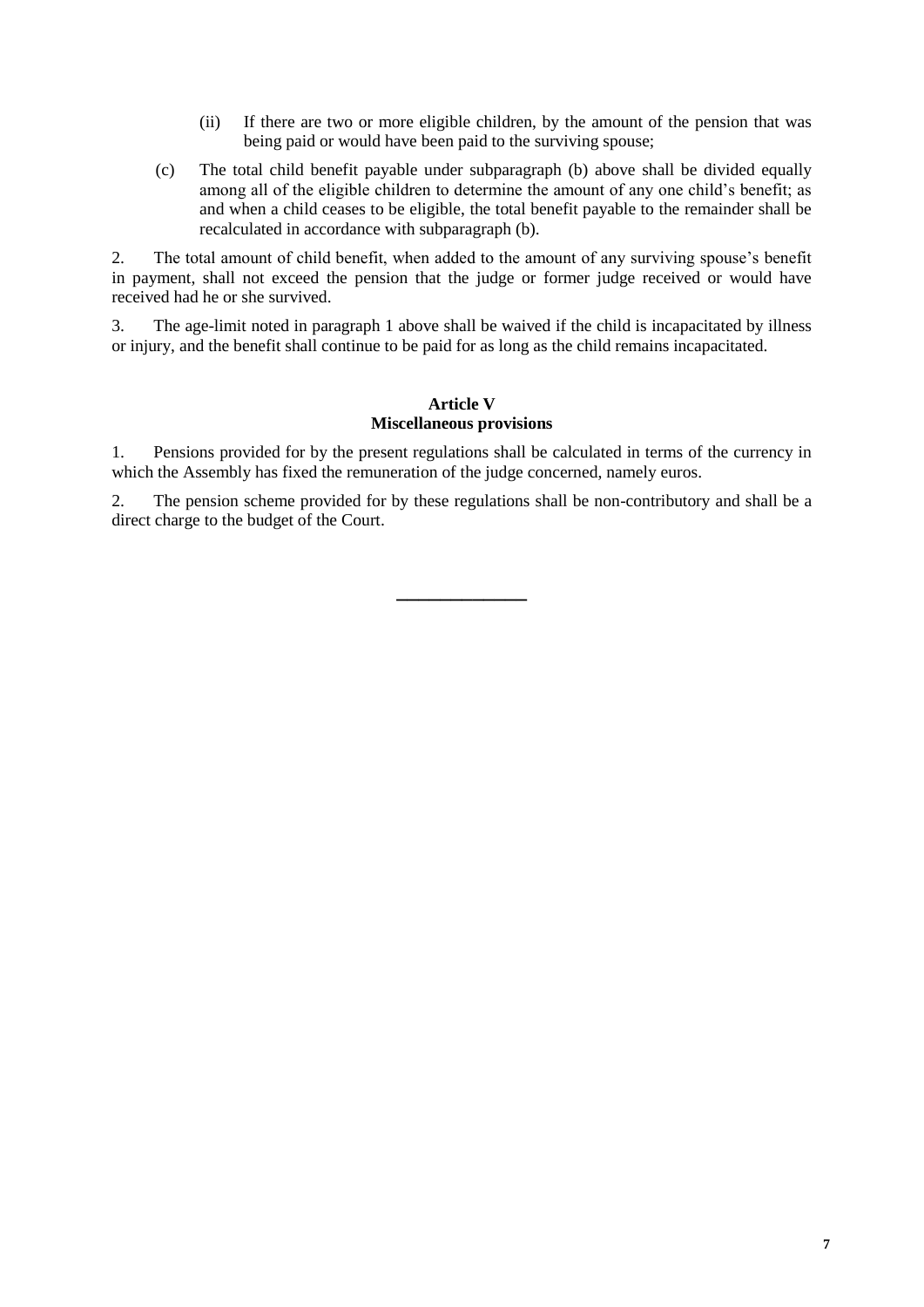(ii) If there are two or more eligible children, by the amount of the pension that was being paid or would have been paid to the surviving spouse;

(c) The total child benefit payable under subparagraph (b) above shall be divided equally among all of the eligible children to determine the amount of any one child's benefit; as and when a child ceases to be eligible, the total benefit payable to the remainder shall be recalculated in accordance with subparagraph (b).

2. The total amount of child benefit, when added to the amount of any surviving spouse's benefit in payment, shall not exceed the pension that the judge or former judge received or would have received had he or she survived.

3. The age-limit noted in paragraph 1 above shall be waived if the child is incapacitated by illness or injury, and the benefit shall continue to be paid for as long as the child remains incapacitated.

## Article V
## Miscellaneous provisions

1. Pensions provided for by the present regulations shall be calculated in terms of the currency in which the Assembly has fixed the remuneration of the judge concerned, namely euros.

2. The pension scheme provided for by these regulations shall be non-contributory and shall be a direct charge to the budget of the Court.

---